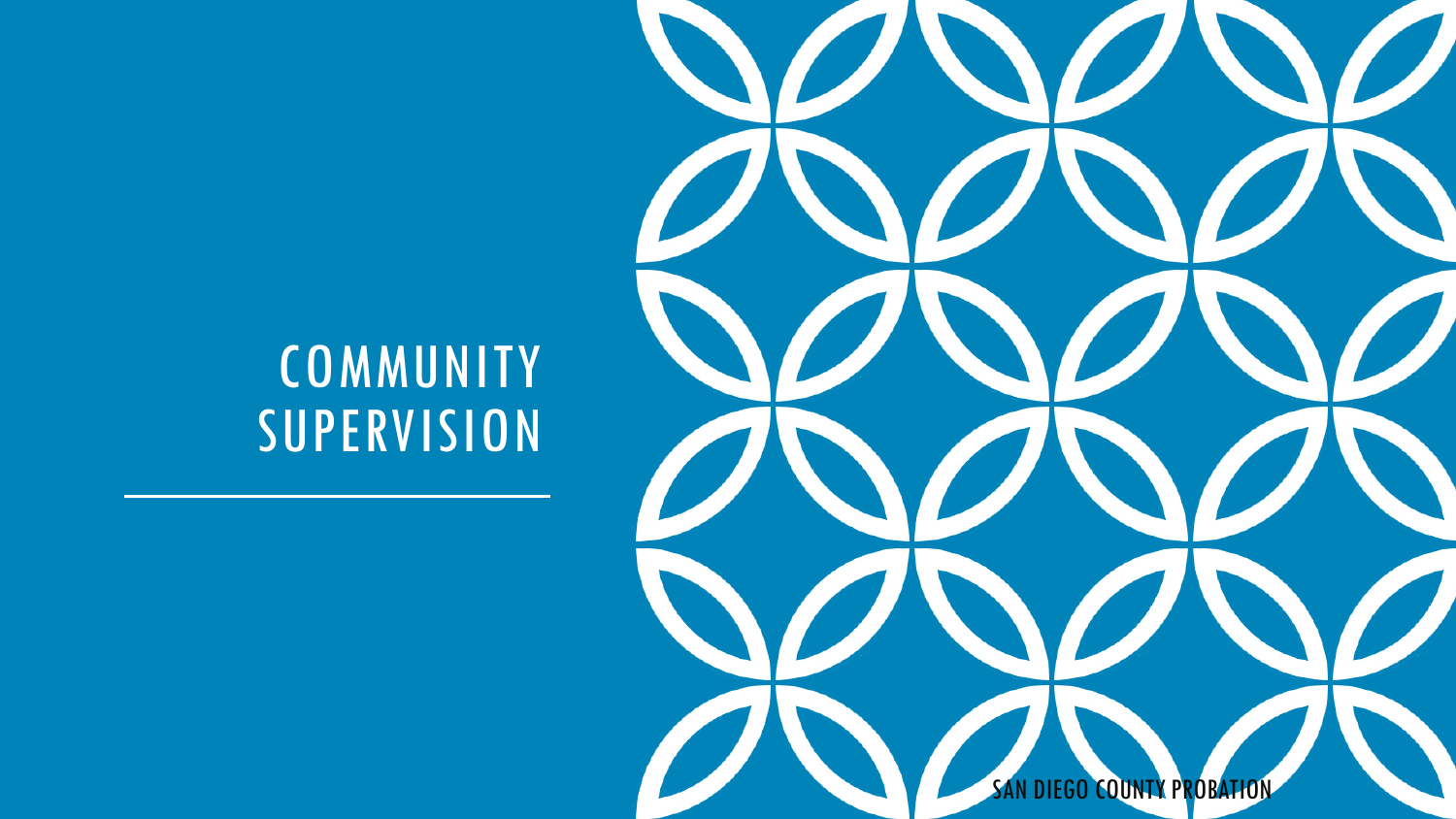# COMMUNITY SUPERVISION

SAN DIEGO COUNTY PROBATION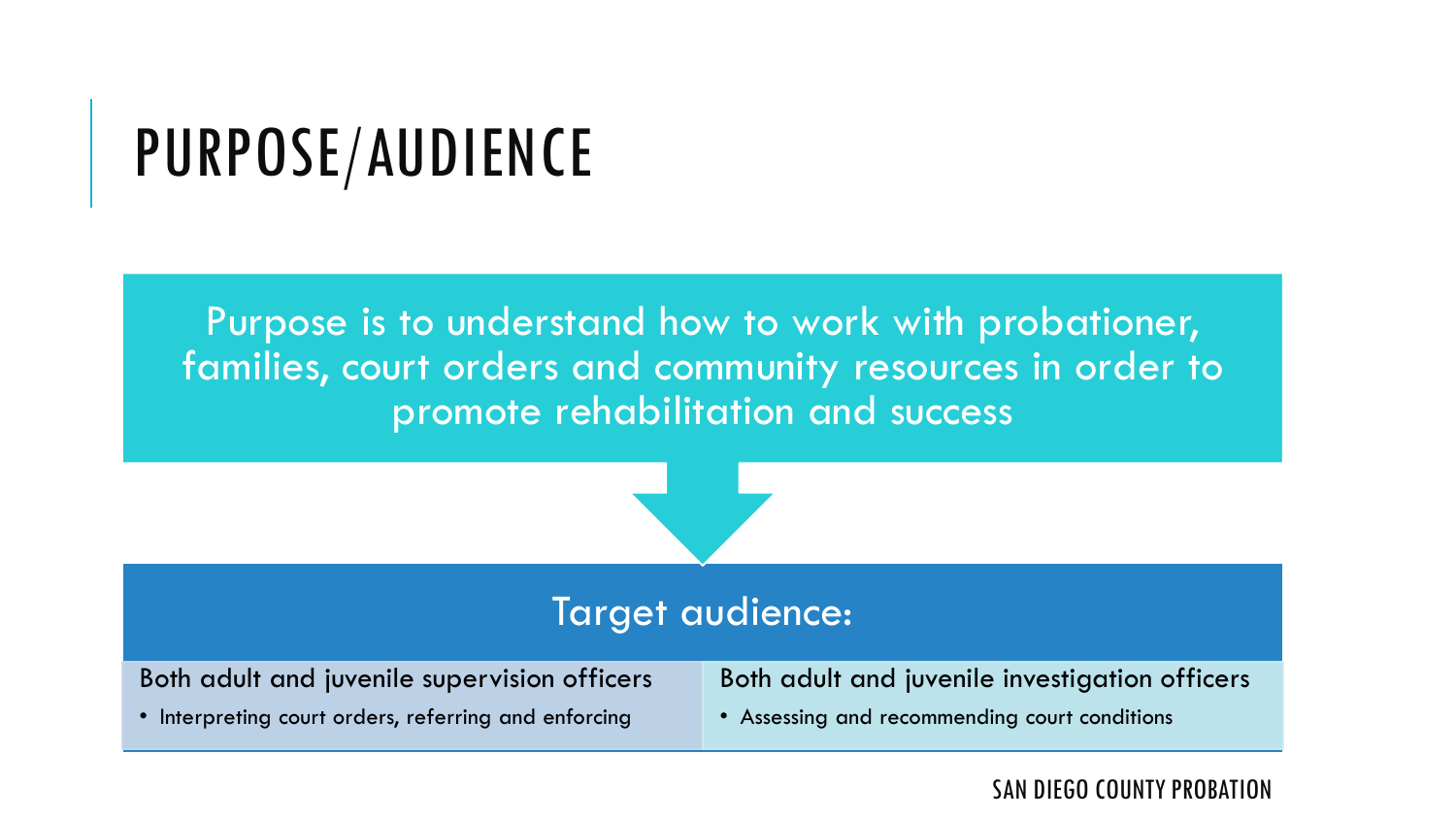# PURPOSE/AUDIENCE

Purpose is to understand how to work with probationer, families, court orders and community resources in order to promote rehabilitation and success

## Target audience:

| Both adult and juvenile supervision officers | Both adult and juvenile investigation officers |
|---|---|
| • Interpreting court orders, referring and enforcing | • Assessing and recommending court conditions |

SAN DIEGO COUNTY PROBATION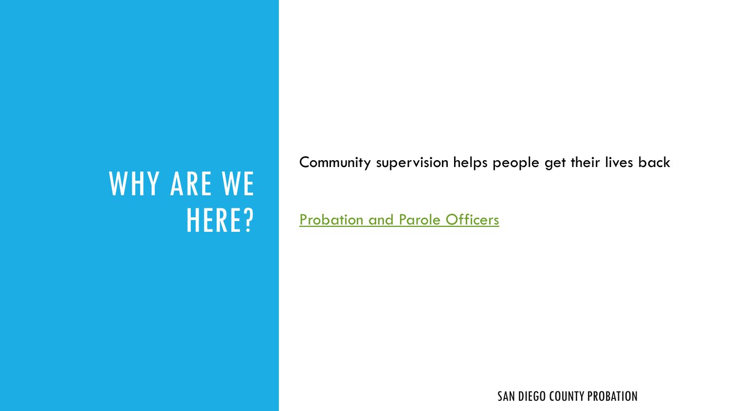# WHY ARE WE HERE?

Community supervision helps people get their lives back

Probation and Parole Officers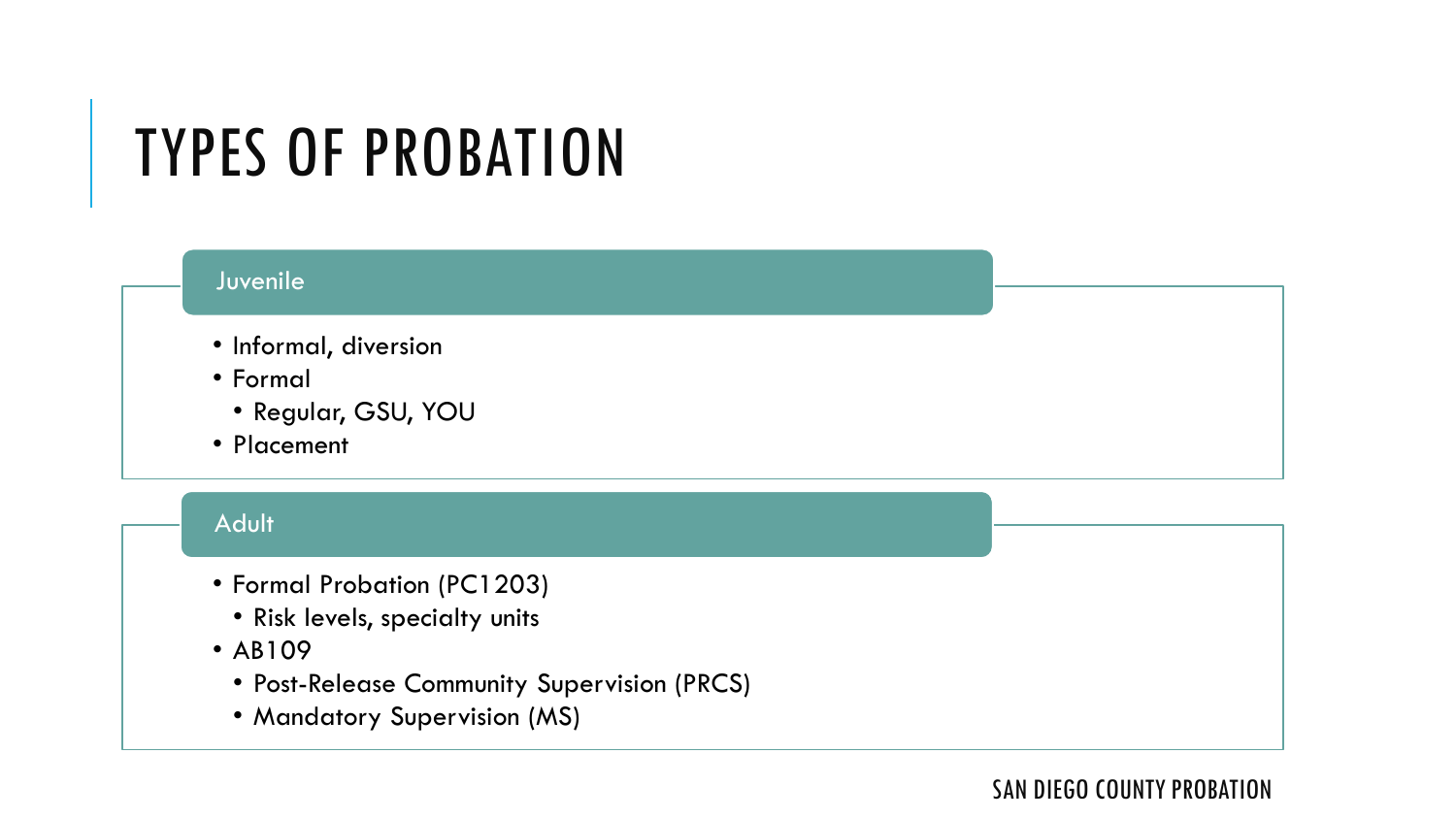# TYPES OF PROBATION

## Juvenile

- Informal, diversion
- Formal
  - Regular, GSU, YOU
- Placement

## Adult

- Formal Probation (PC1203)
  - Risk levels, specialty units
- AB109
  - Post-Release Community Supervision (PRCS)
  - Mandatory Supervision (MS)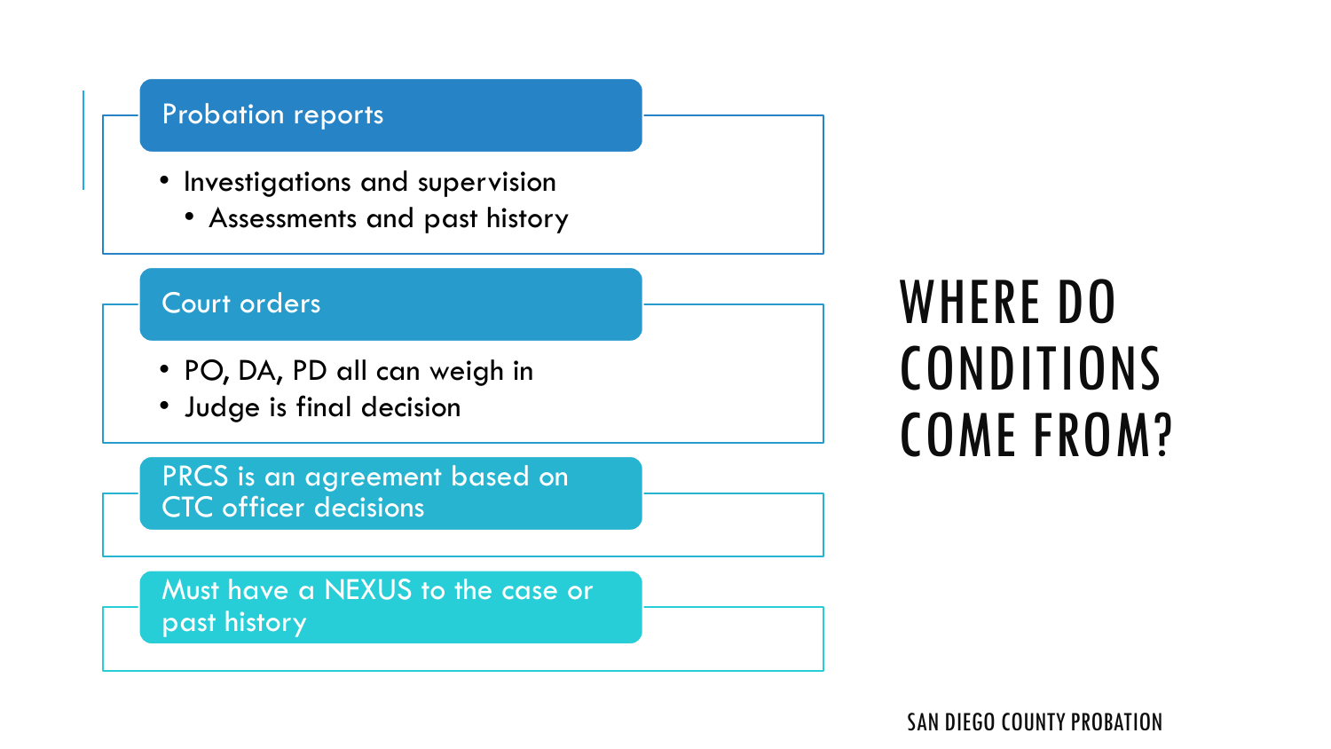# WHERE DO CONDITIONS COME FROM?

## Probation reports

- Investigations and supervision
  - Assessments and past history

## Court orders

- PO, DA, PD all can weigh in
- Judge is final decision

## PRCS is an agreement based on CTC officer decisions

## Must have a NEXUS to the case or past history

SAN DIEGO COUNTY PROBATION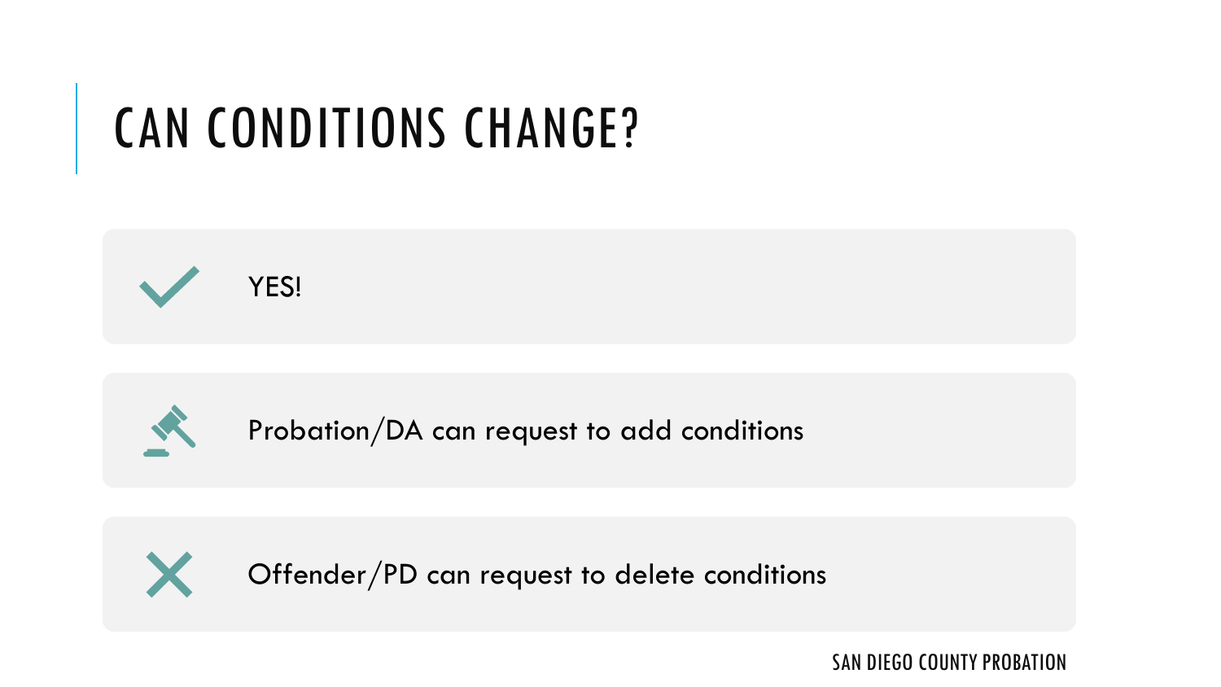# CAN CONDITIONS CHANGE?

- YES!
- Probation/DA can request to add conditions
- Offender/PD can request to delete conditions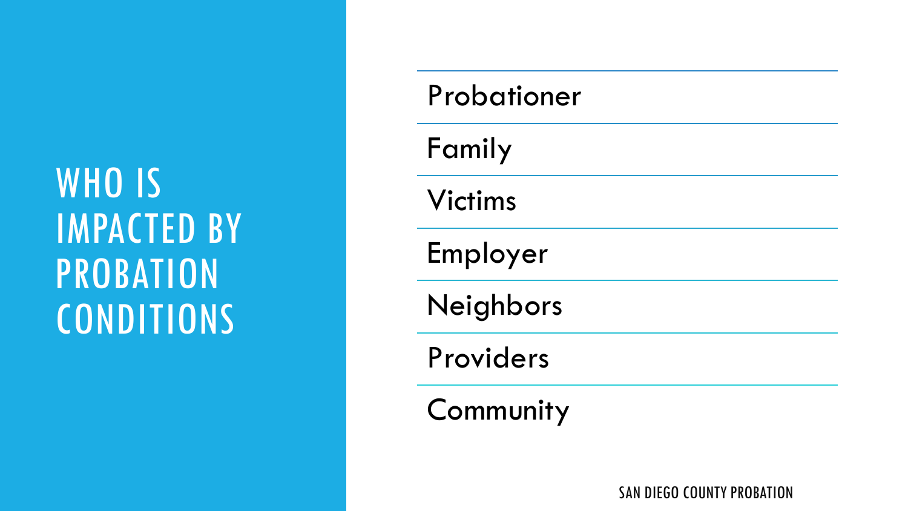# WHO IS IMPACTED BY PROBATION CONDITIONS

- Probationer
- Family
- Victims
- Employer
- Neighbors
- Providers
- Community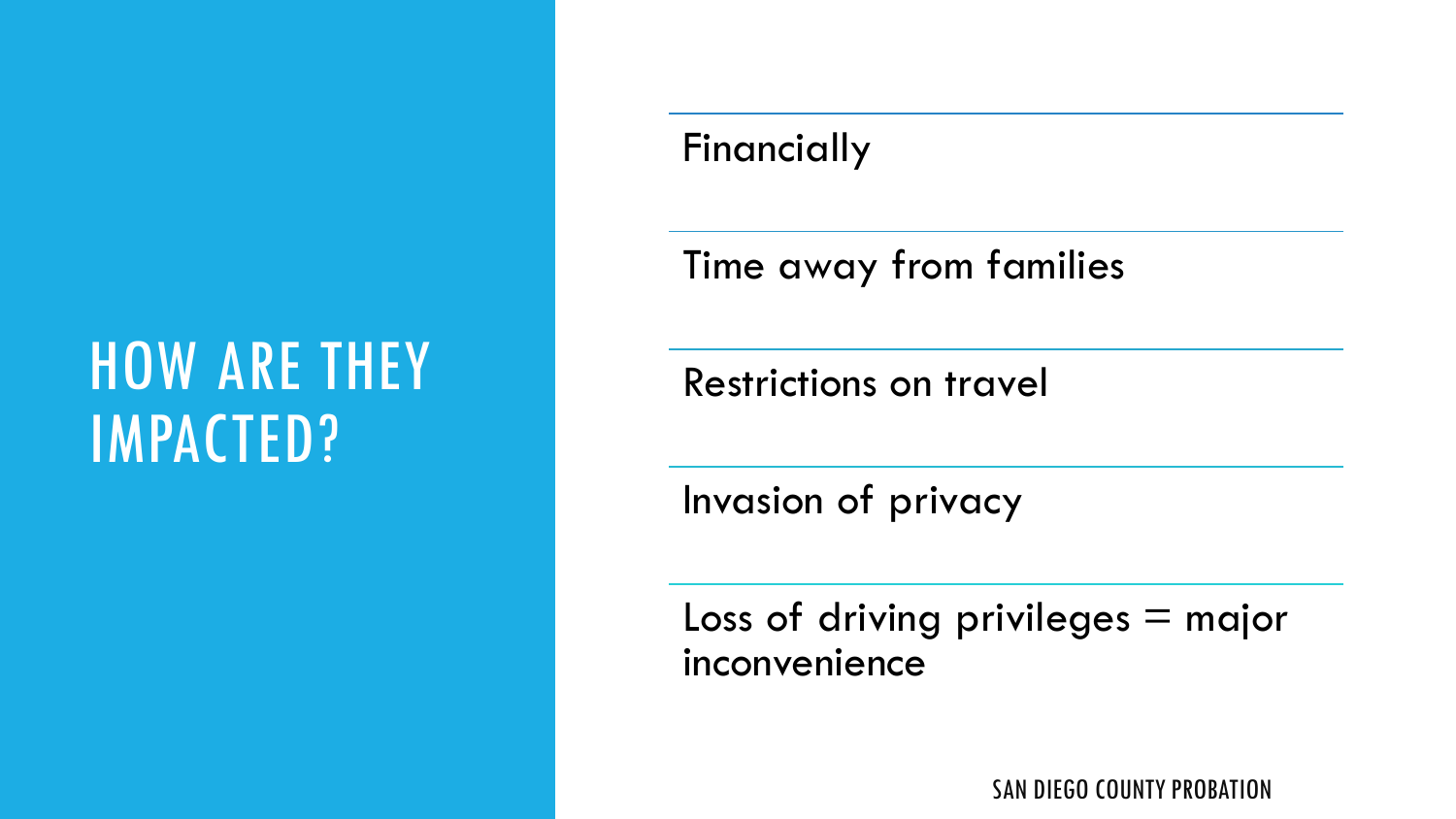# HOW ARE THEY IMPACTED?

- Financially
- Time away from families
- Restrictions on travel
- Invasion of privacy
- Loss of driving privileges = major inconvenience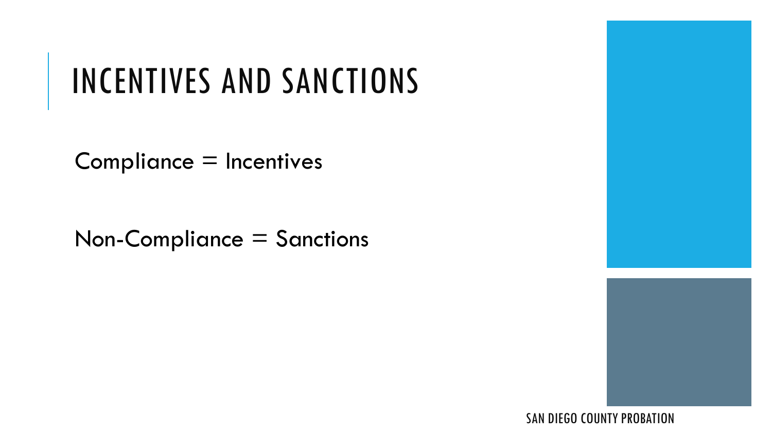# INCENTIVES AND SANCTIONS

Compliance = Incentives

Non-Compliance = Sanctions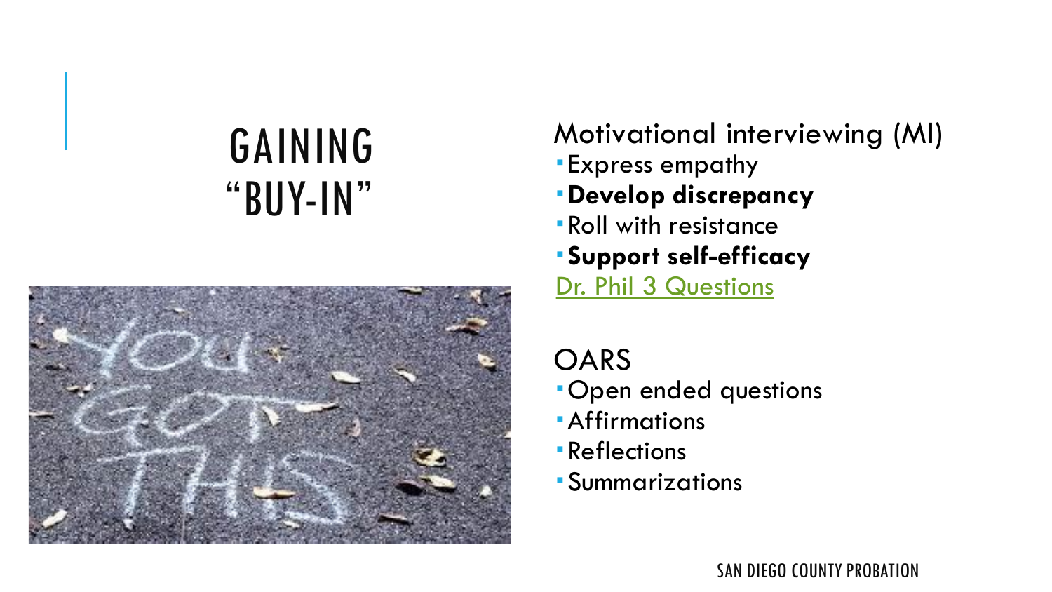# GAINING "BUY-IN"

Motivational interviewing (MI)

- Express empathy
- **Develop discrepancy**
- Roll with resistance
- **Support self-efficacy**

Dr. Phil 3 Questions

OARS

- Open ended questions
- Affirmations
- Reflections
- Summarizations

SAN DIEGO COUNTY PROBATION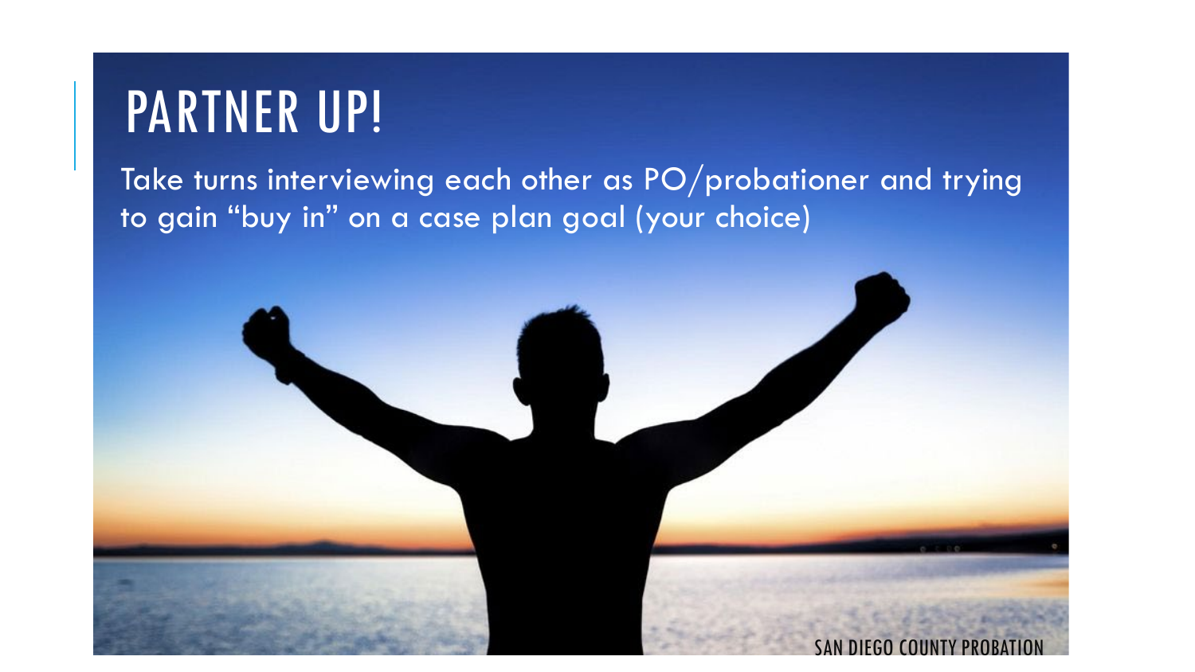# PARTNER UP!

Take turns interviewing each other as PO/probationer and trying to gain “buy in” on a case plan goal (your choice)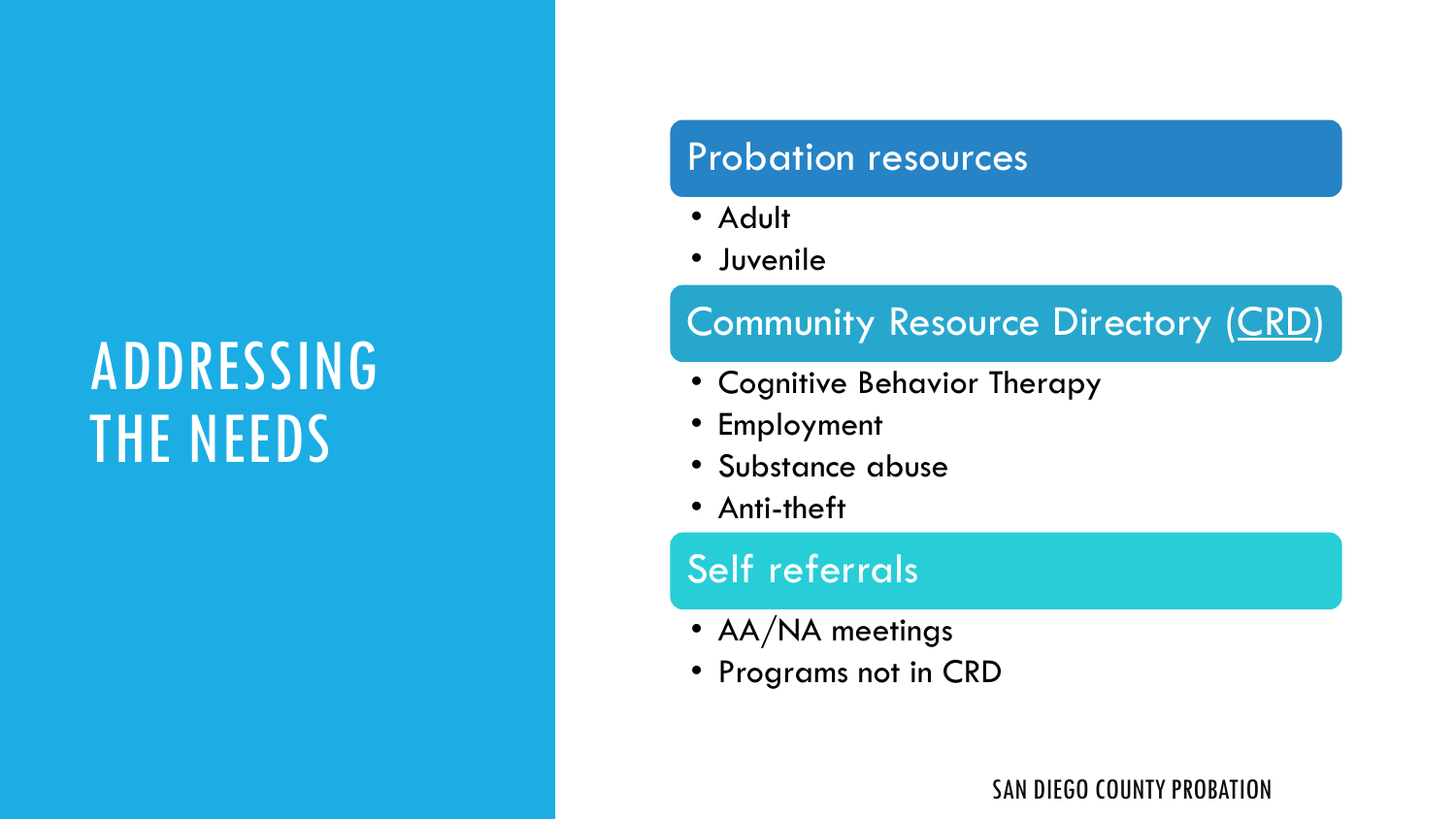# ADDRESSING THE NEEDS

## Probation resources

- Adult
- Juvenile

## Community Resource Directory (CRD)

- Cognitive Behavior Therapy
- Employment
- Substance abuse
- Anti-theft

## Self referrals

- AA/NA meetings
- Programs not in CRD

SAN DIEGO COUNTY PROBATION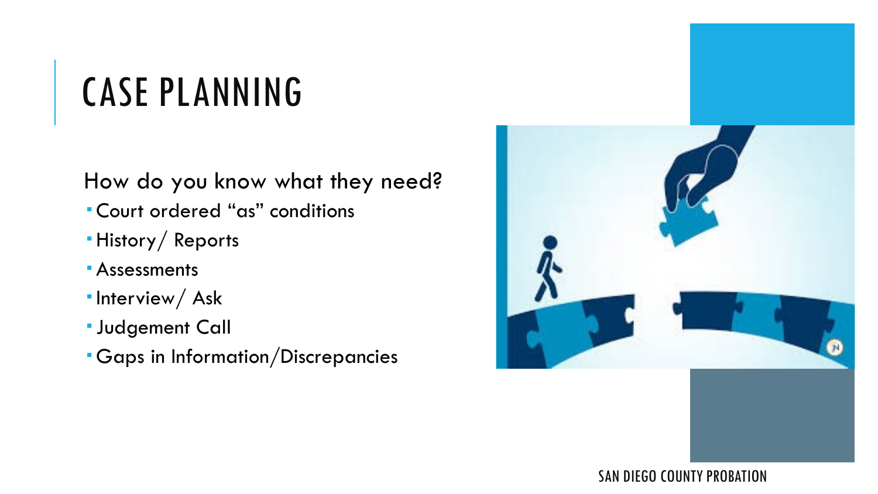# CASE PLANNING

How do you know what they need?

- Court ordered "as" conditions
- History/ Reports
- Assessments
- Interview/ Ask
- Judgement Call
- Gaps in Information/Discrepancies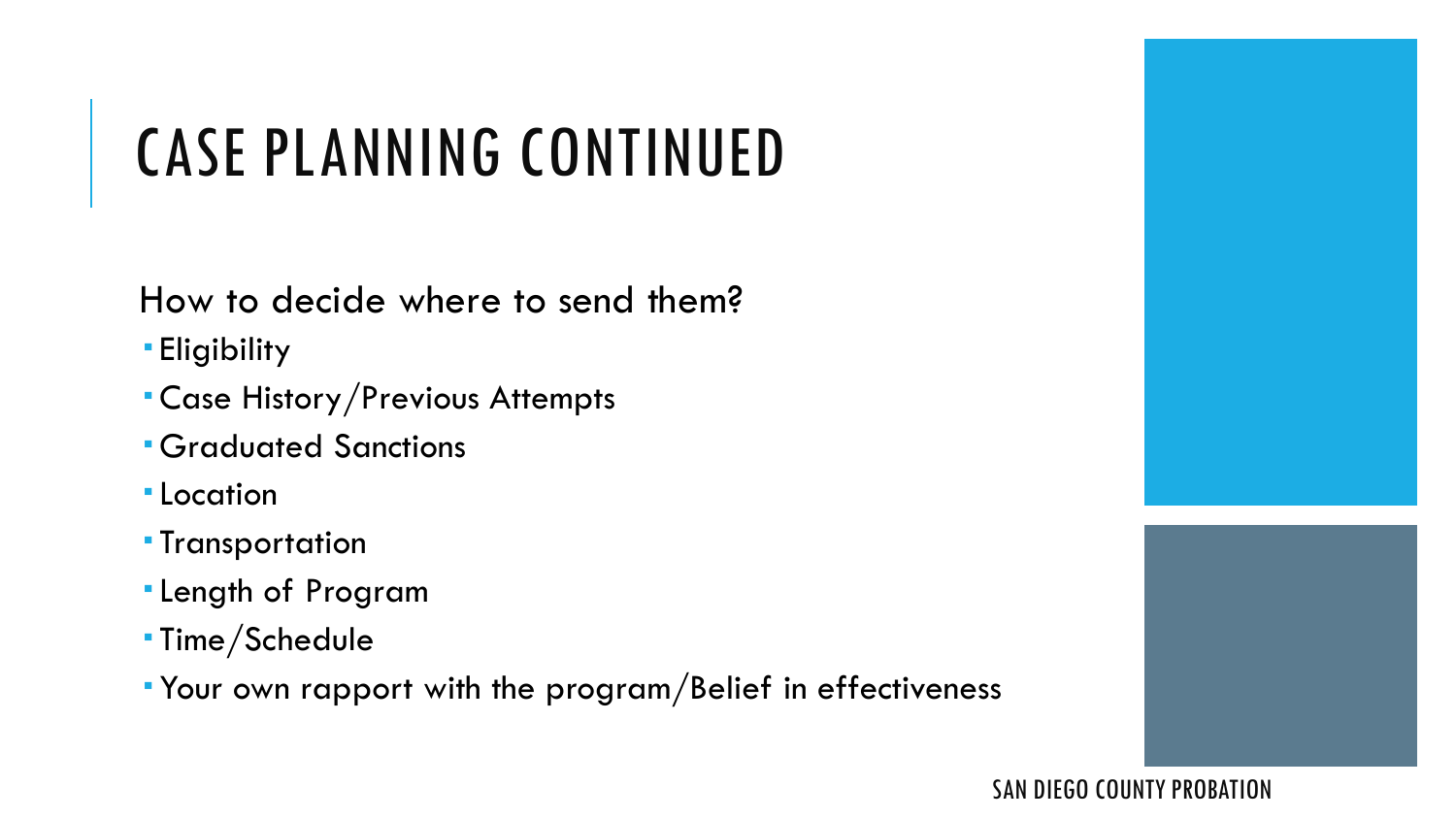# CASE PLANNING CONTINUED

How to decide where to send them?

- Eligibility
- Case History/Previous Attempts
- Graduated Sanctions
- Location
- Transportation
- Length of Program
- Time/Schedule
- Your own rapport with the program/Belief in effectiveness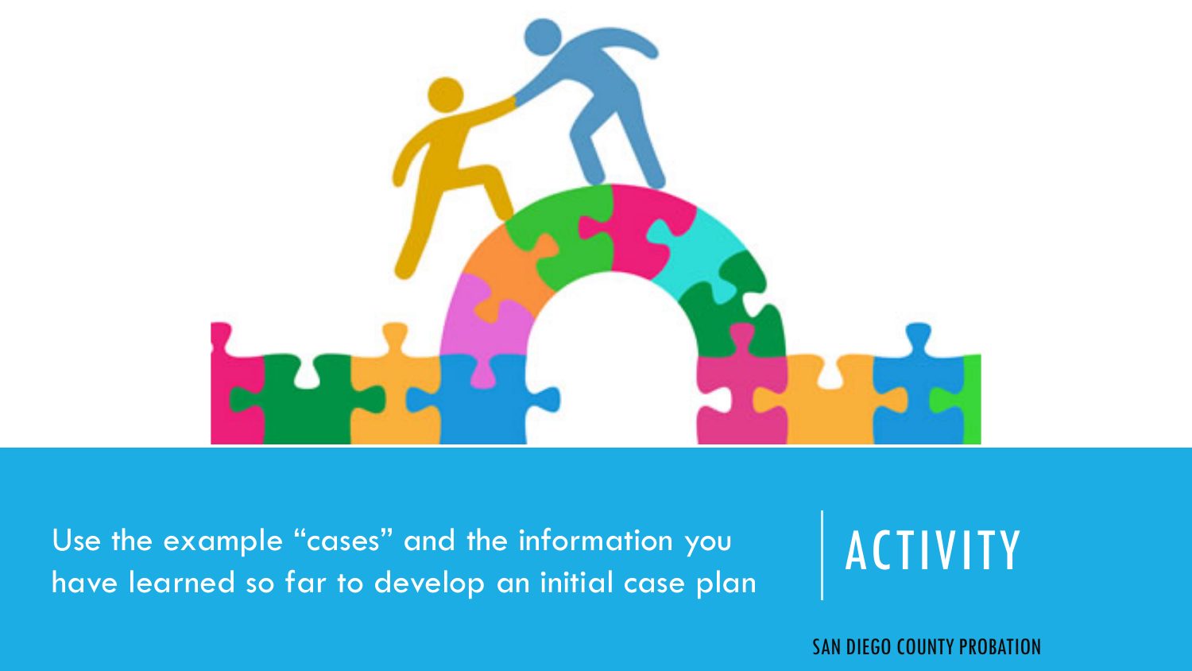# ACTIVITY

Use the example "cases" and the information you have learned so far to develop an initial case plan

SAN DIEGO COUNTY PROBATION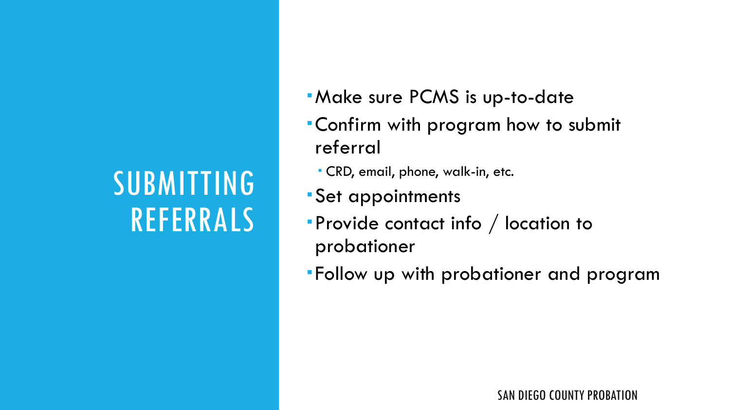# SUBMITTING REFERRALS

- Make sure PCMS is up-to-date
- Confirm with program how to submit referral
  - CRD, email, phone, walk-in, etc.
- Set appointments
- Provide contact info / location to probationer
- Follow up with probationer and program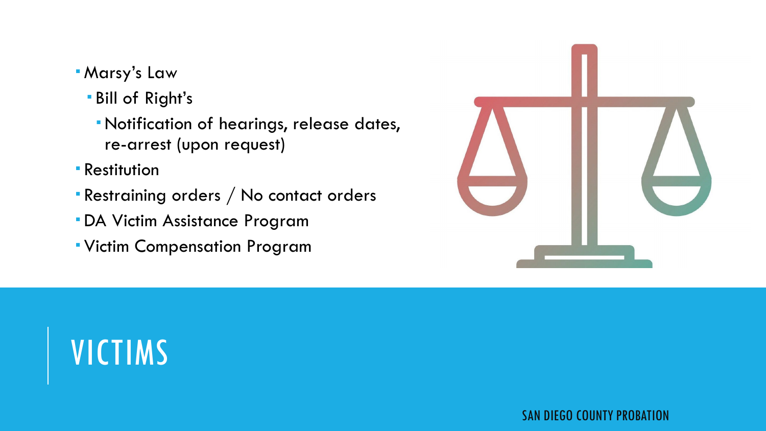# VICTIMS

- Marsy's Law
  - Bill of Right's
    - Notification of hearings, release dates, re-arrest (upon request)
- Restitution
- Restraining orders / No contact orders
- DA Victim Assistance Program
- Victim Compensation Program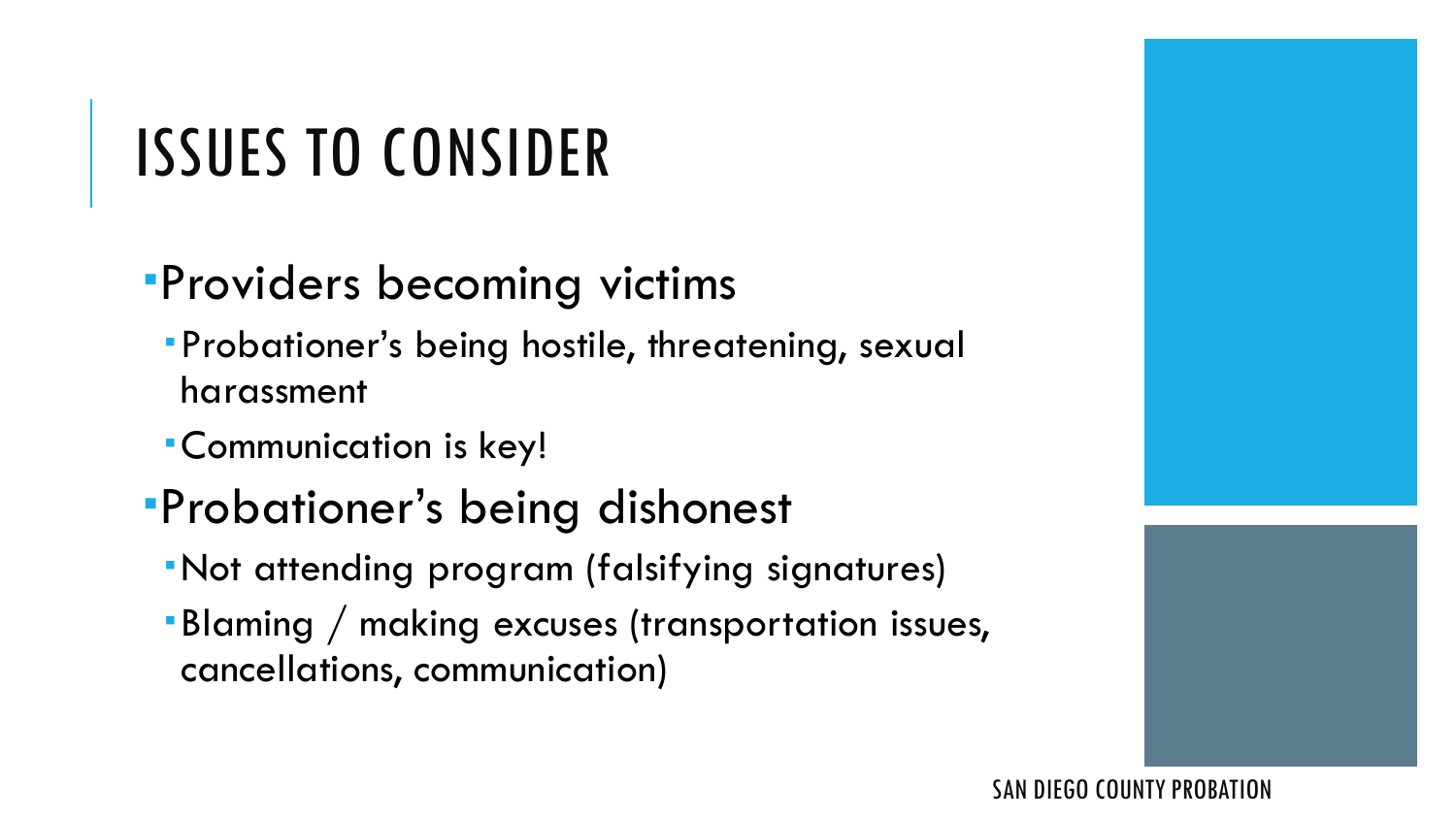# ISSUES TO CONSIDER

- Providers becoming victims
  - Probationer's being hostile, threatening, sexual harassment
  - Communication is key!
- Probationer's being dishonest
  - Not attending program (falsifying signatures)
  - Blaming / making excuses (transportation issues, cancellations, communication)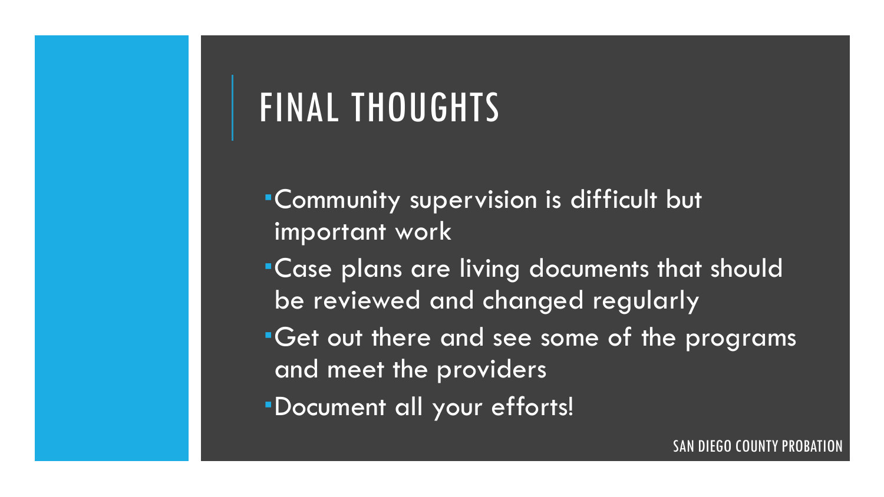# FINAL THOUGHTS

- Community supervision is difficult but important work
- Case plans are living documents that should be reviewed and changed regularly
- Get out there and see some of the programs and meet the providers
- Document all your efforts!